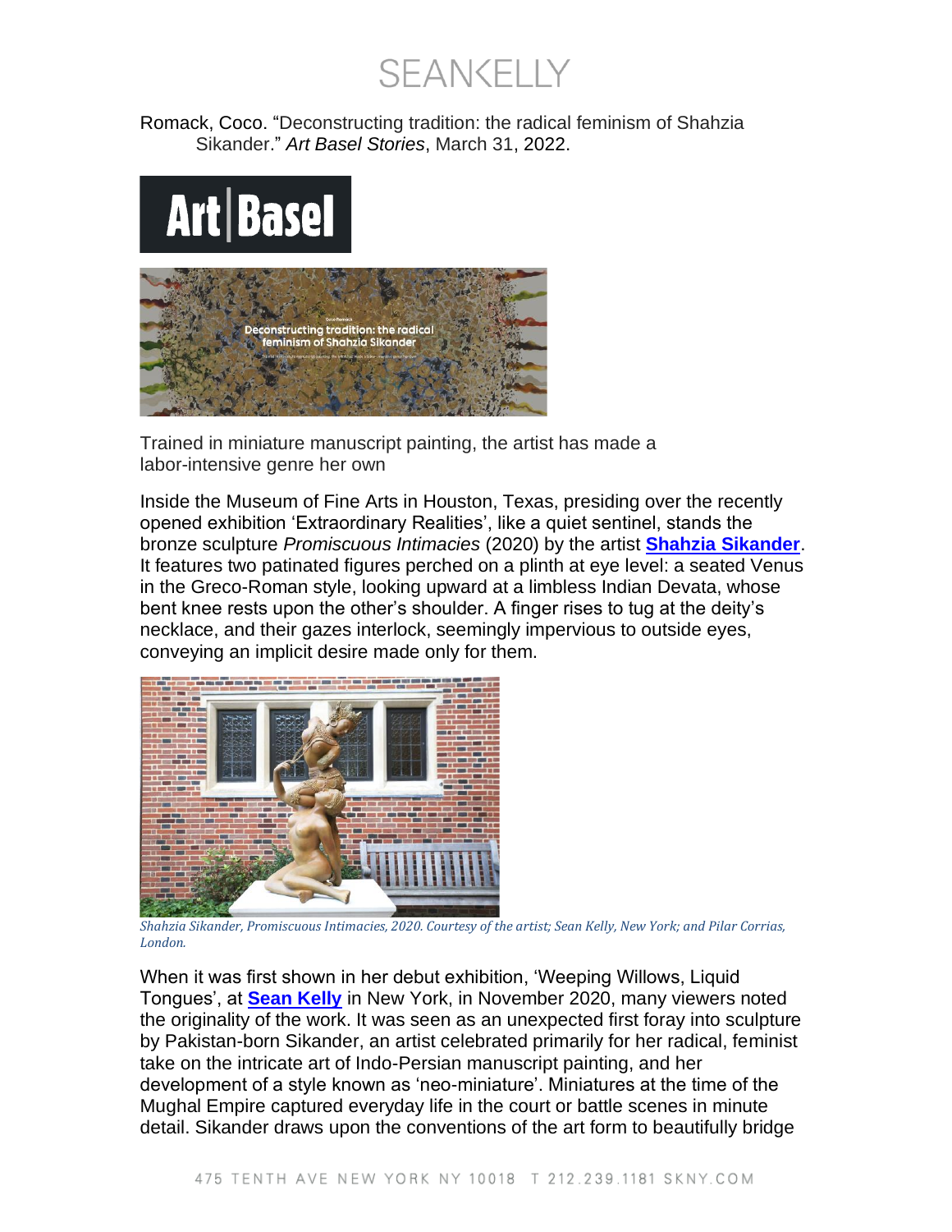Romack, Coco. "Deconstructing tradition: the radical feminism of Shahzia Sikander." *Art Basel Stories*, March 31, 2022.

Trained in miniature manuscript painting, the artist has made a labor-intensive genre her own

Inside the Museum of Fine Arts in Houston, Texas, presiding over the recently opened exhibition 'Extraordinary Realities', like a quiet sentinel, stands the bronze sculpture *Promiscuous Intimacies* (2020) by the artist **Shahzia Sikander**. It features two patinated figures perched on a plinth at eye level: a seated Venus in the Greco-Roman style, looking upward at a limbless Indian Devata, whose bent knee rests upon the other's shoulder. A finger rises to tug at the deity's necklace, and their gazes interlock, seemingly impervious to outside eyes, conveying an implicit desire made only for them.

*Shahzia Sikander, Promiscuous Intimacies, 2020. Courtesy of the artist; Sean Kelly, New York; and Pilar Corrias, London.*

When it was first shown in her debut exhibition, 'Weeping Willows, Liquid Tongues', at **Sean Kelly** in New York, in November 2020, many viewers noted the originality of the work. It was seen as an unexpected first foray into sculpture by Pakistan-born Sikander, an artist celebrated primarily for her radical, feminist take on the intricate art of Indo-Persian manuscript painting, and her development of a style known as 'neo-miniature'. Miniatures at the time of the Mughal Empire captured everyday life in the court or battle scenes in minute detail. Sikander draws upon the conventions of the art form to beautifully bridge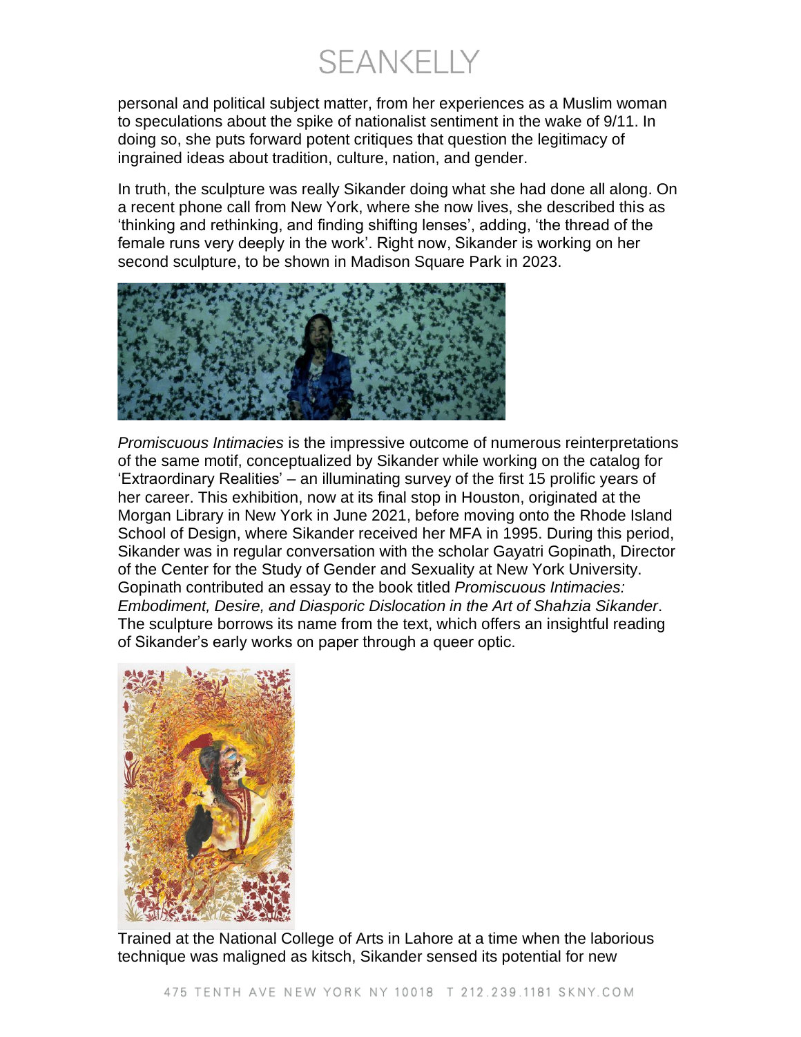personal and political subject matter, from her experiences as a Muslim woman to speculations about the spike of nationalist sentiment in the wake of 9/11. In doing so, she puts forward potent critiques that question the legitimacy of ingrained ideas about tradition, culture, nation, and gender.

In truth, the sculpture was really Sikander doing what she had done all along. On a recent phone call from New York, where she now lives, she described this as 'thinking and rethinking, and finding shifting lenses', adding, 'the thread of the female runs very deeply in the work'. Right now, Sikander is working on her second sculpture, to be shown in Madison Square Park in 2023.

*Promiscuous Intimacies* is the impressive outcome of numerous reinterpretations of the same motif, conceptualized by Sikander while working on the catalog for 'Extraordinary Realities' – an illuminating survey of the first 15 prolific years of her career. This exhibition, now at its final stop in Houston, originated at the Morgan Library in New York in June 2021, before moving onto the Rhode Island School of Design, where Sikander received her MFA in 1995. During this period, Sikander was in regular conversation with the scholar Gayatri Gopinath, Director of the Center for the Study of Gender and Sexuality at New York University. Gopinath contributed an essay to the book titled *Promiscuous Intimacies: Embodiment, Desire, and Diasporic Dislocation in the Art of Shahzia Sikander*. The sculpture borrows its name from the text, which offers an insightful reading of Sikander's early works on paper through a queer optic.

Trained at the National College of Arts in Lahore at a time when the laborious technique was maligned as kitsch, Sikander sensed its potential for new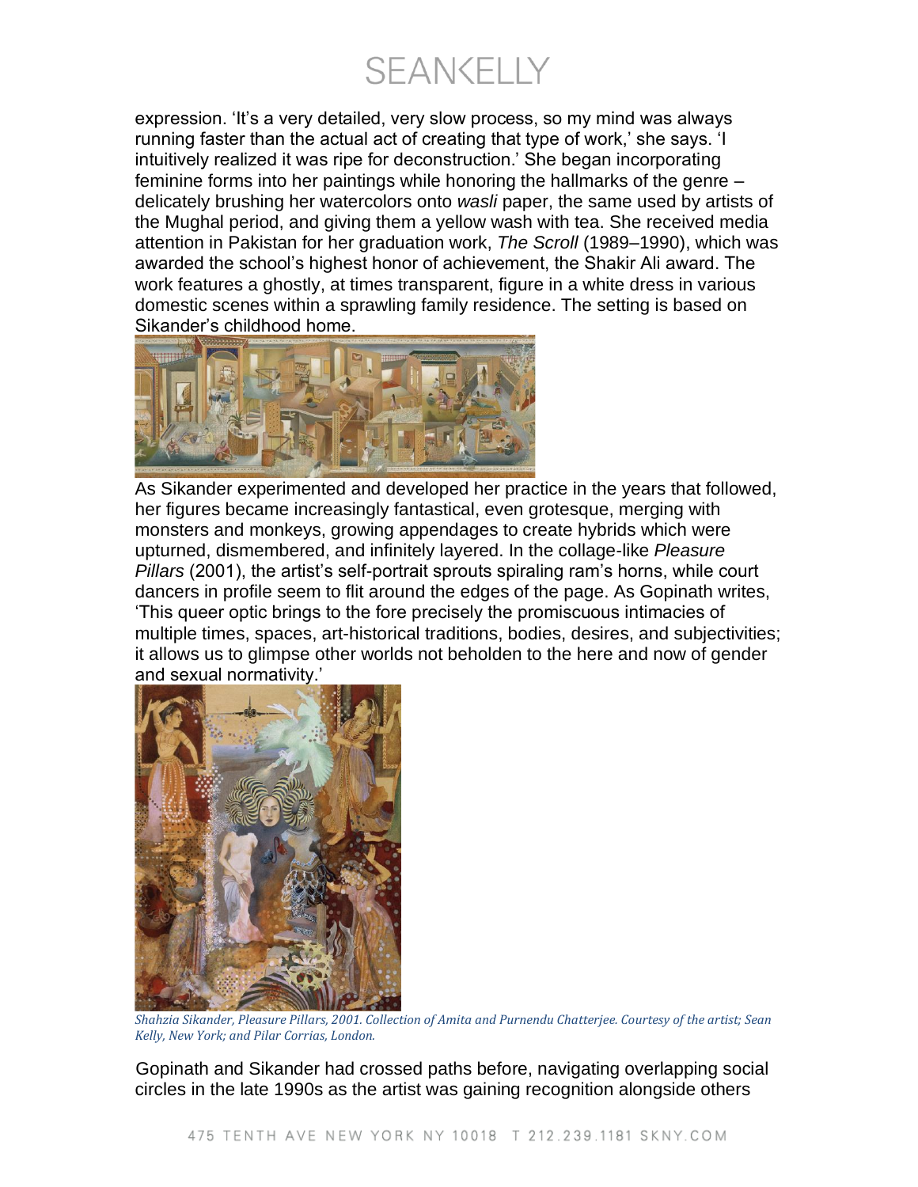expression. 'It's a very detailed, very slow process, so my mind was always running faster than the actual act of creating that type of work,' she says. 'I intuitively realized it was ripe for deconstruction.' She began incorporating feminine forms into her paintings while honoring the hallmarks of the genre – delicately brushing her watercolors onto *wasli* paper, the same used by artists of the Mughal period, and giving them a yellow wash with tea. She received media attention in Pakistan for her graduation work, *The Scroll* (1989–1990), which was awarded the school's highest honor of achievement, the Shakir Ali award. The work features a ghostly, at times transparent, figure in a white dress in various domestic scenes within a sprawling family residence. The setting is based on Sikander's childhood home.

As Sikander experimented and developed her practice in the years that followed, her figures became increasingly fantastical, even grotesque, merging with monsters and monkeys, growing appendages to create hybrids which were upturned, dismembered, and infinitely layered. In the collage-like *Pleasure Pillars* (2001), the artist's self-portrait sprouts spiraling ram's horns, while court dancers in profile seem to flit around the edges of the page. As Gopinath writes, 'This queer optic brings to the fore precisely the promiscuous intimacies of multiple times, spaces, art-historical traditions, bodies, desires, and subjectivities; it allows us to glimpse other worlds not beholden to the here and now of gender and sexual normativity.'

*Shahzia Sikander, Pleasure Pillars, 2001. Collection of Amita and Purnendu Chatterjee. Courtesy of the artist; Sean Kelly, New York; and Pilar Corrias, London.*

Gopinath and Sikander had crossed paths before, navigating overlapping social circles in the late 1990s as the artist was gaining recognition alongside others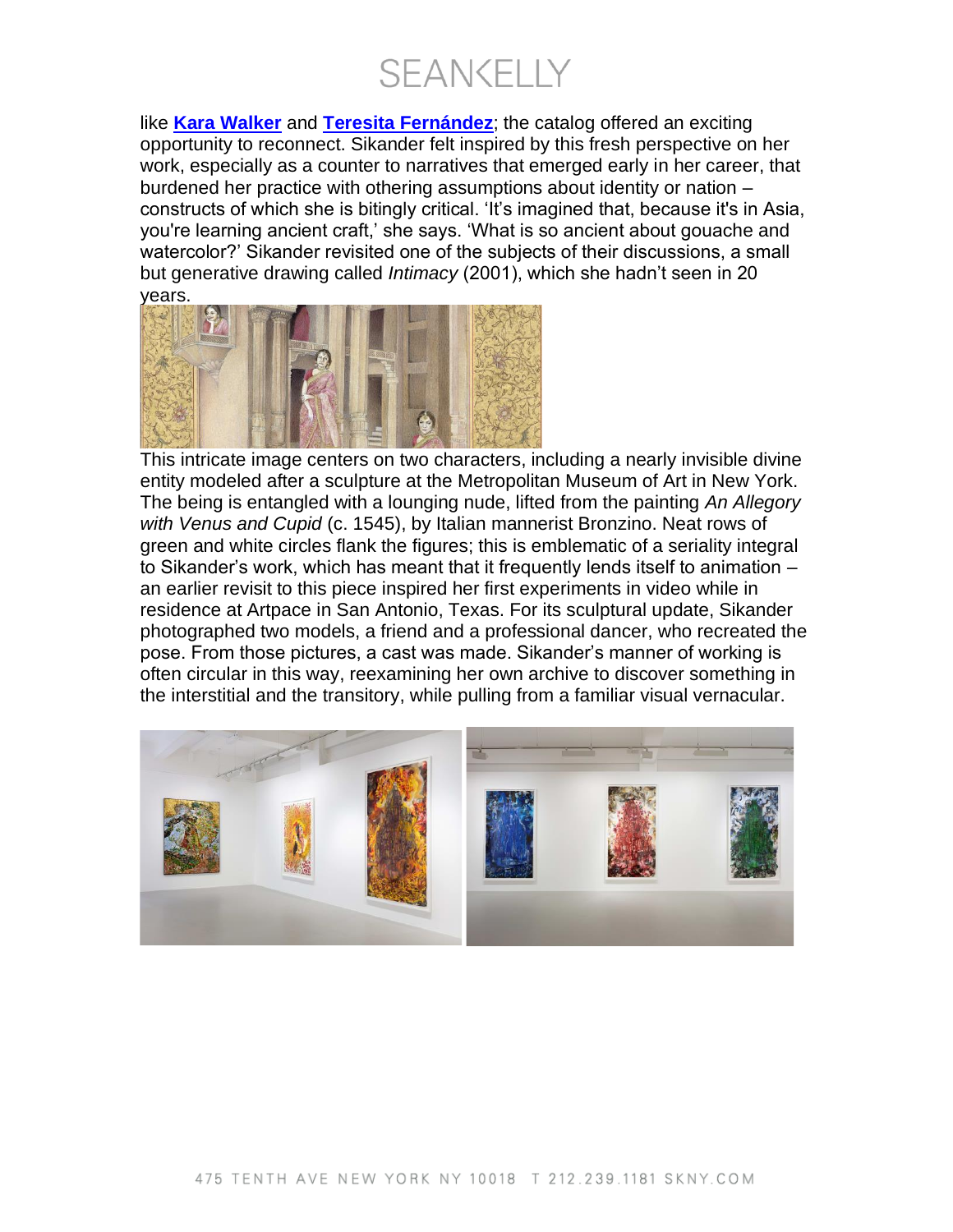like **Kara Walker** and **Teresita Fernández**; the catalog offered an exciting opportunity to reconnect. Sikander felt inspired by this fresh perspective on her work, especially as a counter to narratives that emerged early in her career, that burdened her practice with othering assumptions about identity or nation – constructs of which she is bitingly critical. 'It's imagined that, because it's in Asia, you're learning ancient craft,' she says. 'What is so ancient about gouache and watercolor?' Sikander revisited one of the subjects of their discussions, a small but generative drawing called *Intimacy* (2001), which she hadn't seen in 20 years.

This intricate image centers on two characters, including a nearly invisible divine entity modeled after a sculpture at the Metropolitan Museum of Art in New York. The being is entangled with a lounging nude, lifted from the painting *An Allegory with Venus and Cupid* (c. 1545), by Italian mannerist Bronzino. Neat rows of green and white circles flank the figures; this is emblematic of a seriality integral to Sikander's work, which has meant that it frequently lends itself to animation – an earlier revisit to this piece inspired her first experiments in video while in residence at Artpace in San Antonio, Texas. For its sculptural update, Sikander photographed two models, a friend and a professional dancer, who recreated the pose. From those pictures, a cast was made. Sikander's manner of working is often circular in this way, reexamining her own archive to discover something in the interstitial and the transitory, while pulling from a familiar visual vernacular.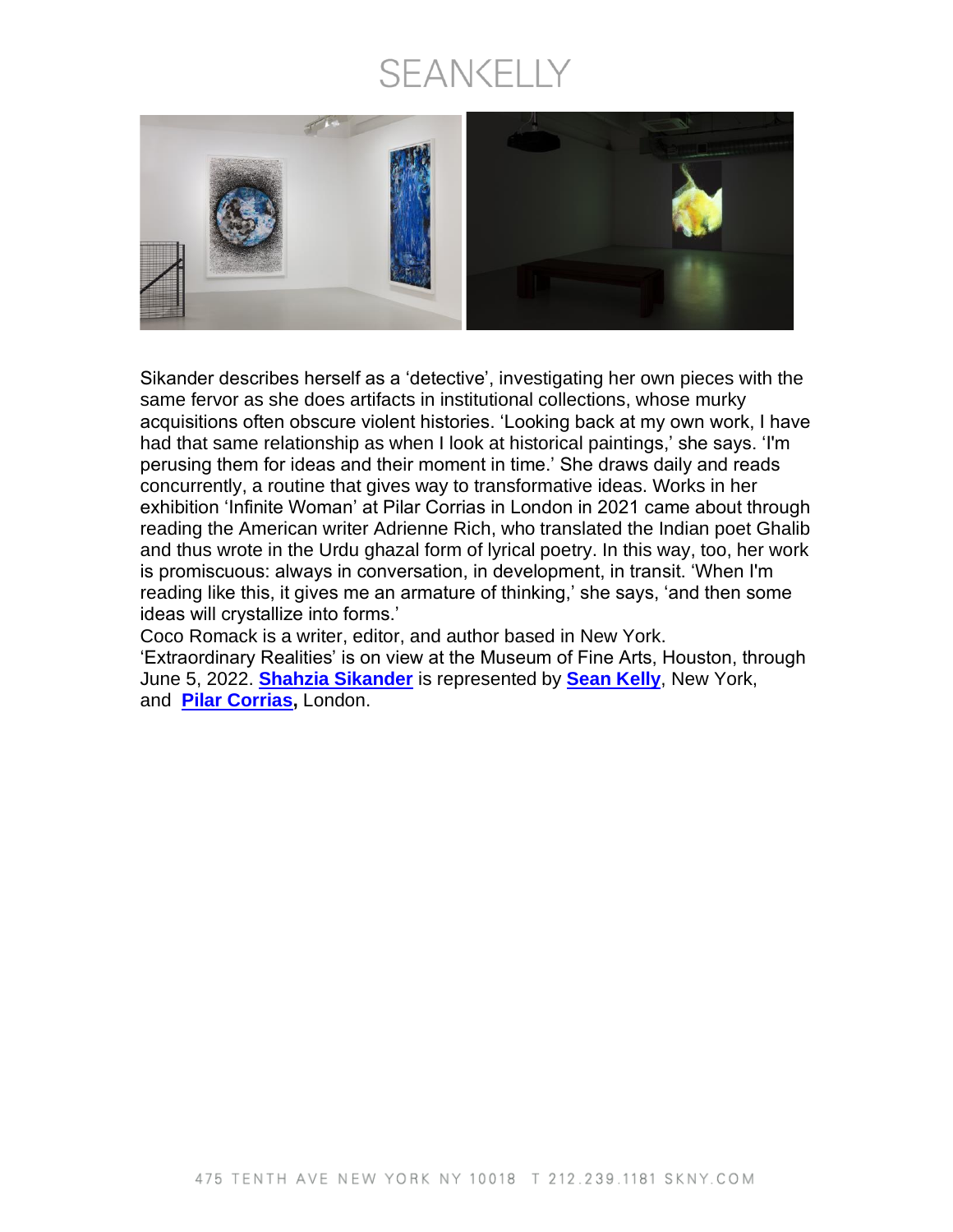Sikander describes herself as a 'detective', investigating her own pieces with the same fervor as she does artifacts in institutional collections, whose murky acquisitions often obscure violent histories. 'Looking back at my own work, I have had that same relationship as when I look at historical paintings,' she says. 'I'm perusing them for ideas and their moment in time.' She draws daily and reads concurrently, a routine that gives way to transformative ideas. Works in her exhibition 'Infinite Woman' at Pilar Corrias in London in 2021 came about through reading the American writer Adrienne Rich, who translated the Indian poet Ghalib and thus wrote in the Urdu ghazal form of lyrical poetry. In this way, too, her work is promiscuous: always in conversation, in development, in transit. 'When I'm reading like this, it gives me an armature of thinking,' she says, 'and then some ideas will crystallize into forms.'

Coco Romack is a writer, editor, and author based in New York.

'Extraordinary Realities' is on view at the Museum of Fine Arts, Houston, through June 5, 2022. **Shahzia Sikander** is represented by **Sean Kelly**, New York, and **Pilar Corrias,** London.